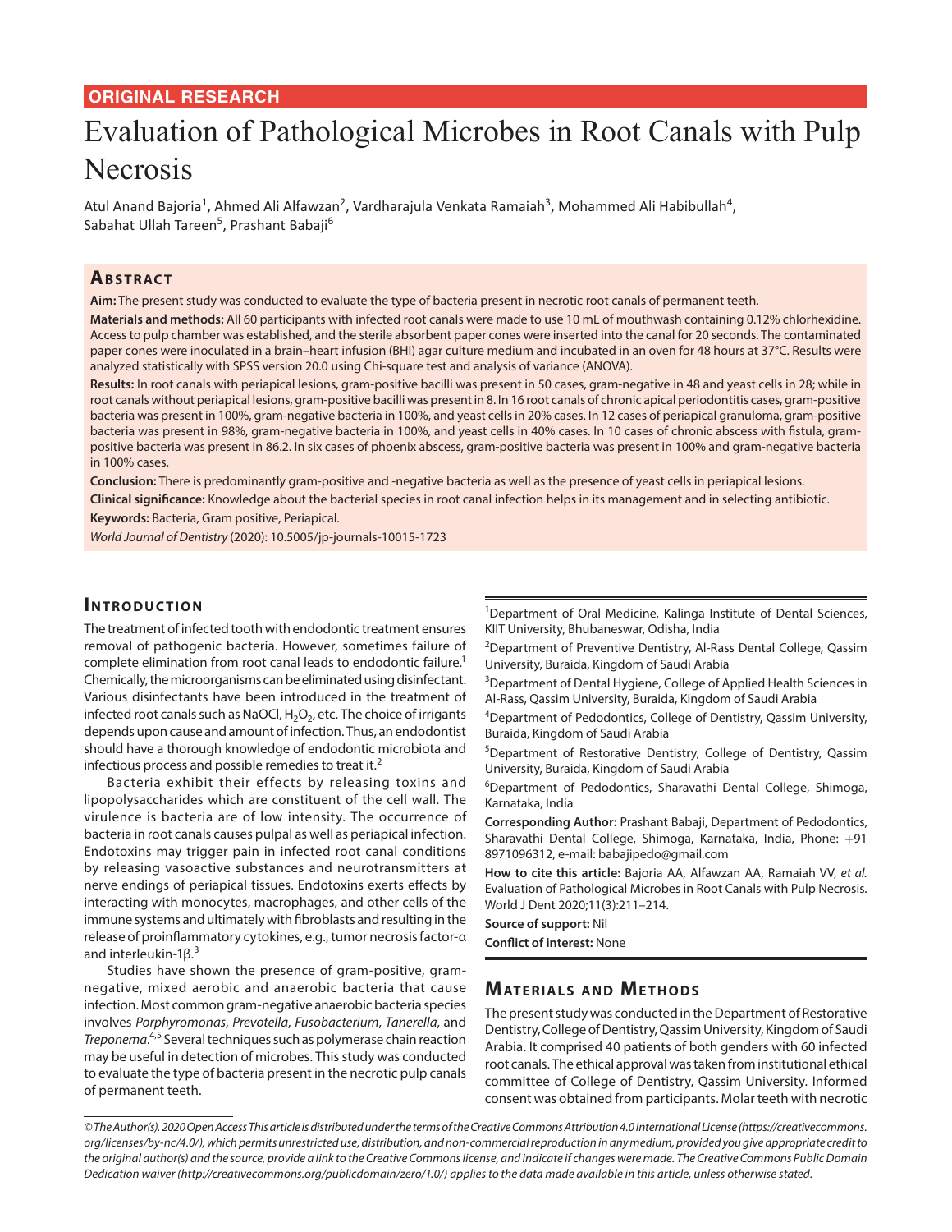ORIGINAL RESEARCH

# Evaluation of Pathological Microbes in Root Canals with Pulp Necrosis

Atul Anand Bajoria[1], Ahmed Ali Alfawzan[2], Vardharajula Venkata Ramaiah[3], Mohammed Ali Habibullah[4], Sabahat Ullah Tareen[5], Prashant Babaji[6]

## Abstract

**Aim:** The present study was conducted to evaluate the type of bacteria present in necrotic root canals of permanent teeth.

**Materials and methods:** All 60 participants with infected root canals were made to use 10 mL of mouthwash containing 0.12% chlorhexidine. Access to pulp chamber was established, and the sterile absorbent paper cones were inserted into the canal for 20 seconds. The contaminated paper cones were inoculated in a brain–heart infusion (BHI) agar culture medium and incubated in an oven for 48 hours at 37°C. Results were analyzed statistically with SPSS version 20.0 using Chi-square test and analysis of variance (ANOVA).

**Results:** In root canals with periapical lesions, gram-positive bacilli was present in 50 cases, gram-negative in 48 and yeast cells in 28; while in root canals without periapical lesions, gram-positive bacilli was present in 8. In 16 root canals of chronic apical periodontitis cases, gram-positive bacteria was present in 100%, gram-negative bacteria in 100%, and yeast cells in 20% cases. In 12 cases of periapical granuloma, gram-positive bacteria was present in 98%, gram-negative bacteria in 100%, and yeast cells in 40% cases. In 10 cases of chronic abscess with fistula, gram-positive bacteria was present in 86.2. In six cases of phoenix abscess, gram-positive bacteria was present in 100% and gram-negative bacteria in 100% cases.

**Conclusion:** There is predominantly gram-positive and -negative bacteria as well as the presence of yeast cells in periapical lesions.

**Clinical significance:** Knowledge about the bacterial species in root canal infection helps in its management and in selecting antibiotic.

**Keywords:** Bacteria, Gram positive, Periapical.

*World Journal of Dentistry* (2020): 10.5005/jp-journals-10015-1723

## Introduction

The treatment of infected tooth with endodontic treatment ensures removal of pathogenic bacteria. However, sometimes failure of complete elimination from root canal leads to endodontic failure.[1] Chemically, the microorganisms can be eliminated using disinfectant. Various disinfectants have been introduced in the treatment of infected root canals such as NaOCl, $H_2O_2$, etc. The choice of irrigants depends upon cause and amount of infection. Thus, an endodontist should have a thorough knowledge of endodontic microbiota and infectious process and possible remedies to treat it.[2]

Bacteria exhibit their effects by releasing toxins and lipopolysaccharides which are constituent of the cell wall. The virulence is bacteria are of low intensity. The occurrence of bacteria in root canals causes pulpal as well as periapical infection. Endotoxins may trigger pain in infected root canal conditions by releasing vasoactive substances and neurotransmitters at nerve endings of periapical tissues. Endotoxins exerts effects by interacting with monocytes, macrophages, and other cells of the immune systems and ultimately with fibroblasts and resulting in the release of proinflammatory cytokines, e.g., tumor necrosis factor-α and interleukin-1β.[3]

Studies have shown the presence of gram-positive, gram-negative, mixed aerobic and anaerobic bacteria that cause infection. Most common gram-negative anaerobic bacteria species involves *Porphyromonas*, *Prevotella*, *Fusobacterium*, *Tanerella*, and *Treponema*.[4,5] Several techniques such as polymerase chain reaction may be useful in detection of microbes. This study was conducted to evaluate the type of bacteria present in the necrotic pulp canals of permanent teeth.

[1]Department of Oral Medicine, Kalinga Institute of Dental Sciences, KIIT University, Bhubaneswar, Odisha, India

[2]Department of Preventive Dentistry, Al-Rass Dental College, Qassim University, Buraida, Kingdom of Saudi Arabia

[3]Department of Dental Hygiene, College of Applied Health Sciences in Al-Rass, Qassim University, Buraida, Kingdom of Saudi Arabia

[4]Department of Pedodontics, College of Dentistry, Qassim University, Buraida, Kingdom of Saudi Arabia

[5]Department of Restorative Dentistry, College of Dentistry, Qassim University, Buraida, Kingdom of Saudi Arabia

[6]Department of Pedodontics, Sharavathi Dental College, Shimoga, Karnataka, India

**Corresponding Author:** Prashant Babaji, Department of Pedodontics, Sharavathi Dental College, Shimoga, Karnataka, India, Phone: +91 8971096312, e-mail: babajipedo@gmail.com

**How to cite this article:** Bajoria AA, Alfawzan AA, Ramaiah VV, *et al.* Evaluation of Pathological Microbes in Root Canals with Pulp Necrosis. World J Dent 2020;11(3):211–214.

**Source of support:** Nil

**Conflict of interest:** None

## Materials and Methods

The present study was conducted in the Department of Restorative Dentistry, College of Dentistry, Qassim University, Kingdom of Saudi Arabia. It comprised 40 patients of both genders with 60 infected root canals. The ethical approval was taken from institutional ethical committee of College of Dentistry, Qassim University. Informed consent was obtained from participants. Molar teeth with necrotic

*© The Author(s). 2020 Open Access This article is distributed under the terms of the Creative Commons Attribution 4.0 International License (https://creativecommons.org/licenses/by-nc/4.0/), which permits unrestricted use, distribution, and non-commercial reproduction in any medium, provided you give appropriate credit to the original author(s) and the source, provide a link to the Creative Commons license, and indicate if changes were made. The Creative Commons Public Domain Dedication waiver (http://creativecommons.org/publicdomain/zero/1.0/) applies to the data made available in this article, unless otherwise stated.*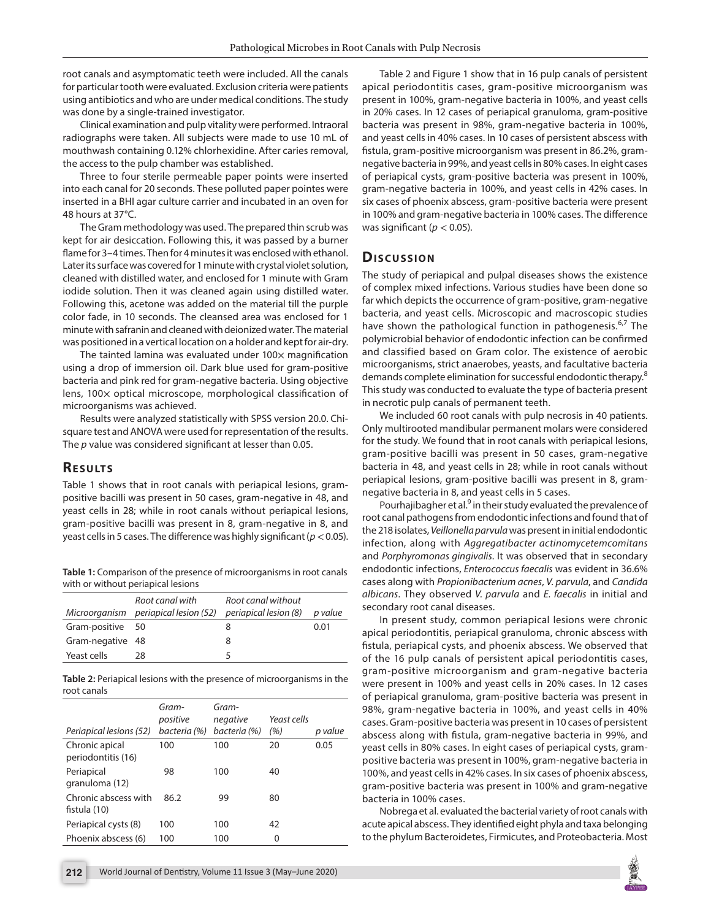root canals and asymptomatic teeth were included. All the canals for particular tooth were evaluated. Exclusion criteria were patients using antibiotics and who are under medical conditions. The study was done by a single-trained investigator.

Clinical examination and pulp vitality were performed. Intraoral radiographs were taken. All subjects were made to use 10 mL of mouthwash containing 0.12% chlorhexidine. After caries removal, the access to the pulp chamber was established.

Three to four sterile permeable paper points were inserted into each canal for 20 seconds. These polluted paper pointes were inserted in a BHI agar culture carrier and incubated in an oven for 48 hours at 37°C.

The Gram methodology was used. The prepared thin scrub was kept for air desiccation. Following this, it was passed by a burner flame for 3–4 times. Then for 4 minutes it was enclosed with ethanol. Later its surface was covered for 1 minute with crystal violet solution, cleaned with distilled water, and enclosed for 1 minute with Gram iodide solution. Then it was cleaned again using distilled water. Following this, acetone was added on the material till the purple color fade, in 10 seconds. The cleansed area was enclosed for 1 minute with safranin and cleaned with deionized water. The material was positioned in a vertical location on a holder and kept for air-dry.

The tainted lamina was evaluated under 100× magnification using a drop of immersion oil. Dark blue used for gram-positive bacteria and pink red for gram-negative bacteria. Using objective lens, 100× optical microscope, morphological classification of microorganisms was achieved.

Results were analyzed statistically with SPSS version 20.0. Chi-square test and ANOVA were used for representation of the results. The *p* value was considered significant at lesser than 0.05.

## Results

Table 1 shows that in root canals with periapical lesions, gram-positive bacilli was present in 50 cases, gram-negative in 48, and yeast cells in 28; while in root canals without periapical lesions, gram-positive bacilli was present in 8, gram-negative in 8, and yeast cells in 5 cases. The difference was highly significant ($p < 0.05$).

**Table 1:** Comparison of the presence of microorganisms in root canals with or without periapical lesions

| *Microorganism* | *Root canal with periapical lesion (52)* | *Root canal without periapical lesion (8)* | *p value* |
|---|---|---|---|
| Gram-positive | 50 | 8 | 0.01 |
| Gram-negative | 48 | 8 | |
| Yeast cells | 28 | 5 | |

**Table 2:** Periapical lesions with the presence of microorganisms in the root canals

| *Periapical lesions (52)* | *Gram-positive bacteria (%)* | *Gram-negative bacteria (%)* | *Yeast cells (%)* | *p value* |
|---|---|---|---|---|
| Chronic apical periodontitis (16) | 100 | 100 | 20 | 0.05 |
| Periapical granuloma (12) | 98 | 100 | 40 | |
| Chronic abscess with fistula (10) | 86.2 | 99 | 80 | |
| Periapical cysts (8) | 100 | 100 | 42 | |
| Phoenix abscess (6) | 100 | 100 | 0 | |

Table 2 and Figure 1 show that in 16 pulp canals of persistent apical periodontitis cases, gram-positive microorganism was present in 100%, gram-negative bacteria in 100%, and yeast cells in 20% cases. In 12 cases of periapical granuloma, gram-positive bacteria was present in 98%, gram-negative bacteria in 100%, and yeast cells in 40% cases. In 10 cases of persistent abscess with fistula, gram-positive microorganism was present in 86.2%, gram-negative bacteria in 99%, and yeast cells in 80% cases. In eight cases of periapical cysts, gram-positive bacteria was present in 100%, gram-negative bacteria in 100%, and yeast cells in 42% cases. In six cases of phoenix abscess, gram-positive bacteria were present in 100% and gram-negative bacteria in 100% cases. The difference was significant ($p < 0.05$).

## Discussion

The study of periapical and pulpal diseases shows the existence of complex mixed infections. Various studies have been done so far which depicts the occurrence of gram-positive, gram-negative bacteria, and yeast cells. Microscopic and macroscopic studies have shown the pathological function in pathogenesis.[6,7] The polymicrobial behavior of endodontic infection can be confirmed and classified based on Gram color. The existence of aerobic microorganisms, strict anaerobes, yeasts, and facultative bacteria demands complete elimination for successful endodontic therapy.[8] This study was conducted to evaluate the type of bacteria present in necrotic pulp canals of permanent teeth.

We included 60 root canals with pulp necrosis in 40 patients. Only multirooted mandibular permanent molars were considered for the study. We found that in root canals with periapical lesions, gram-positive bacilli was present in 50 cases, gram-negative bacteria in 48, and yeast cells in 28; while in root canals without periapical lesions, gram-positive bacilli was present in 8, gram-negative bacteria in 8, and yeast cells in 5 cases.

Pourhajibagher et al.[9] in their study evaluated the prevalence of root canal pathogens from endodontic infections and found that of the 218 isolates, *Veillonella parvula* was present in initial endodontic infection, along with *Aggregatibacter actinomycetemcomitans* and *Porphyromonas gingivalis*. It was observed that in secondary endodontic infections, *Enterococcus faecalis* was evident in 36.6% cases along with *Propionibacterium acnes*, *V. parvula*, and *Candida albicans*. They observed *V. parvula* and *E. faecalis* in initial and secondary root canal diseases.

In present study, common periapical lesions were chronic apical periodontitis, periapical granuloma, chronic abscess with fistula, periapical cysts, and phoenix abscess. We observed that of the 16 pulp canals of persistent apical periodontitis cases, gram-positive microorganism and gram-negative bacteria were present in 100% and yeast cells in 20% cases. In 12 cases of periapical granuloma, gram-positive bacteria was present in 98%, gram-negative bacteria in 100%, and yeast cells in 40% cases. Gram-positive bacteria was present in 10 cases of persistent abscess along with fistula, gram-negative bacteria in 99%, and yeast cells in 80% cases. In eight cases of periapical cysts, gram-positive bacteria was present in 100%, gram-negative bacteria in 100%, and yeast cells in 42% cases. In six cases of phoenix abscess, gram-positive bacteria was present in 100% and gram-negative bacteria in 100% cases.

Nobrega et al. evaluated the bacterial variety of root canals with acute apical abscess. They identified eight phyla and taxa belonging to the phylum Bacteroidetes, Firmicutes, and Proteobacteria. Most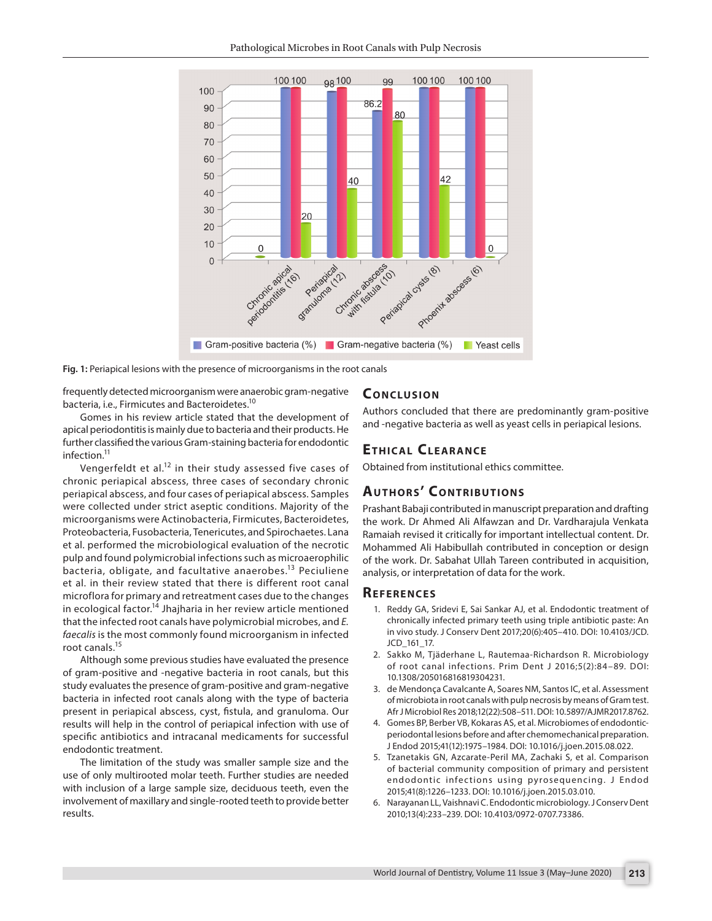Fig. 1: Periapical lesions with the presence of microorganisms in the root canals

frequently detected microorganism were anaerobic gram-negative bacteria, i.e., Firmicutes and Bacteroidetes.[10]

Gomes in his review article stated that the development of apical periodontitis is mainly due to bacteria and their products. He further classified the various Gram-staining bacteria for endodontic infection.[11]

Vengerfeldt et al.[12] in their study assessed five cases of chronic periapical abscess, three cases of secondary chronic periapical abscess, and four cases of periapical abscess. Samples were collected under strict aseptic conditions. Majority of the microorganisms were Actinobacteria, Firmicutes, Bacteroidetes, Proteobacteria, Fusobacteria, Tenericutes, and Spirochaetes. Lana et al. performed the microbiological evaluation of the necrotic pulp and found polymicrobial infections such as microaerophilic bacteria, obligate, and facultative anaerobes.[13] Peciuliene et al. in their review stated that there is different root canal microflora for primary and retreatment cases due to the changes in ecological factor.[14] Jhajharia in her review article mentioned that the infected root canals have polymicrobial microbes, and *E. faecalis* is the most commonly found microorganism in infected root canals.[15]

Although some previous studies have evaluated the presence of gram-positive and -negative bacteria in root canals, but this study evaluates the presence of gram-positive and gram-negative bacteria in infected root canals along with the type of bacteria present in periapical abscess, cyst, fistula, and granuloma. Our results will help in the control of periapical infection with use of specific antibiotics and intracanal medicaments for successful endodontic treatment.

The limitation of the study was smaller sample size and the use of only multirooted molar teeth. Further studies are needed with inclusion of a large sample size, deciduous teeth, even the involvement of maxillary and single-rooted teeth to provide better results.

## Conclusion

Authors concluded that there are predominantly gram-positive and -negative bacteria as well as yeast cells in periapical lesions.

## Ethical Clearance

Obtained from institutional ethics committee.

## Authors' Contributions

Prashant Babaji contributed in manuscript preparation and drafting the work. Dr Ahmed Ali Alfawzan and Dr. Vardharajula Venkata Ramaiah revised it critically for important intellectual content. Dr. Mohammed Ali Habibullah contributed in conception or design of the work. Dr. Sabahat Ullah Tareen contributed in acquisition, analysis, or interpretation of data for the work.

## References

1. Reddy GA, Sridevi E, Sai Sankar AJ, et al. Endodontic treatment of chronically infected primary teeth using triple antibiotic paste: An in vivo study. J Conserv Dent 2017;20(6):405–410. DOI: 10.4103/JCD.JCD_161_17.
2. Sakko M, Tjäderhane L, Rautemaa-Richardson R. Microbiology of root canal infections. Prim Dent J 2016;5(2):84–89. DOI: 10.1308/205016816819304231.
3. de Mendonça Cavalcante A, Soares NM, Santos IC, et al. Assessment of microbiota in root canals with pulp necrosis by means of Gram test. Afr J Microbiol Res 2018;12(22):508–511. DOI: 10.5897/AJMR2017.8762.
4. Gomes BP, Berber VB, Kokaras AS, et al. Microbiomes of endodontic-periodontal lesions before and after chemomechanical preparation. J Endod 2015;41(12):1975–1984. DOI: 10.1016/j.joen.2015.08.022.
5. Tzanetakis GN, Azcarate-Peril MA, Zachaki S, et al. Comparison of bacterial community composition of primary and persistent endodontic infections using pyrosequencing. J Endod 2015;41(8):1226–1233. DOI: 10.1016/j.joen.2015.03.010.
6. Narayanan LL, Vaishnavi C. Endodontic microbiology. J Conserv Dent 2010;13(4):233–239. DOI: 10.4103/0972-0707.73386.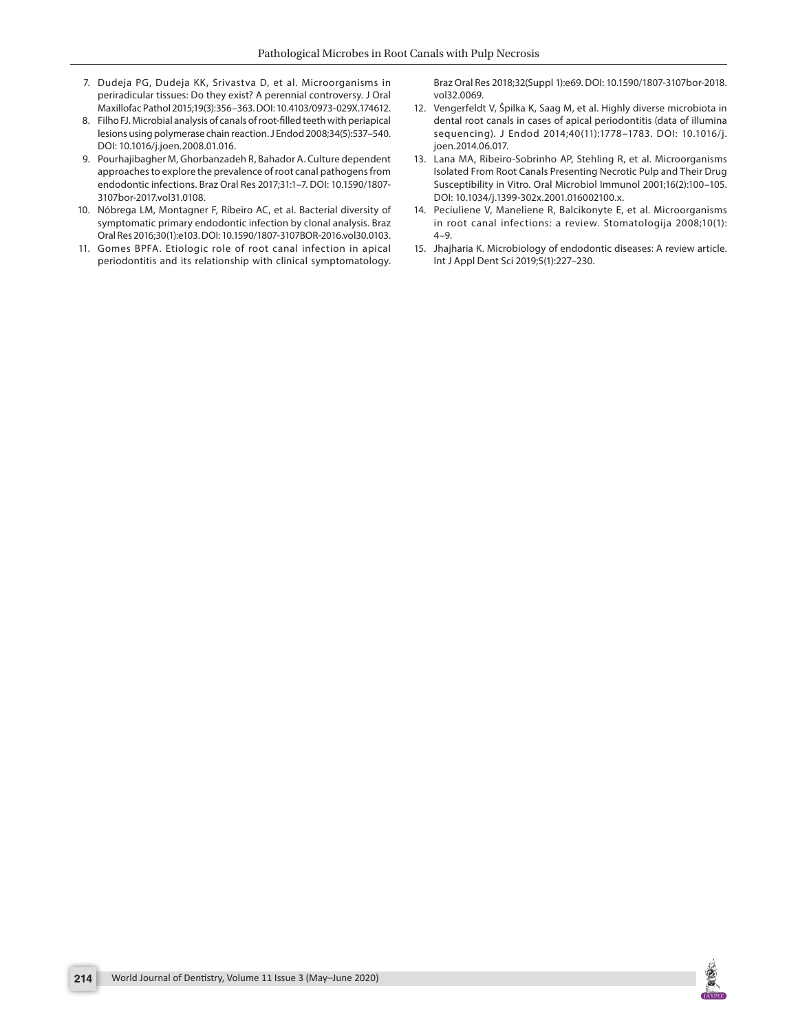7. Dudeja PG, Dudeja KK, Srivastva D, et al. Microorganisms in periradicular tissues: Do they exist? A perennial controversy. J Oral Maxillofac Pathol 2015;19(3):356–363. DOI: 10.4103/0973-029X.174612.
8. Filho FJ. Microbial analysis of canals of root-filled teeth with periapical lesions using polymerase chain reaction. J Endod 2008;34(5):537–540. DOI: 10.1016/j.joen.2008.01.016.
9. Pourhajibagher M, Ghorbanzadeh R, Bahador A. Culture dependent approaches to explore the prevalence of root canal pathogens from endodontic infections. Braz Oral Res 2017;31:1–7. DOI: 10.1590/1807-3107bor-2017.vol31.0108.
10. Nóbrega LM, Montagner F, Ribeiro AC, et al. Bacterial diversity of symptomatic primary endodontic infection by clonal analysis. Braz Oral Res 2016;30(1):e103. DOI: 10.1590/1807-3107BOR-2016.vol30.0103.
11. Gomes BPFA. Etiologic role of root canal infection in apical periodontitis and its relationship with clinical symptomatology. Braz Oral Res 2018;32(Suppl 1):e69. DOI: 10.1590/1807-3107bor-2018.vol32.0069.
12. Vengerfeldt V, Špilka K, Saag M, et al. Highly diverse microbiota in dental root canals in cases of apical periodontitis (data of illumina sequencing). J Endod 2014;40(11):1778–1783. DOI: 10.1016/j.joen.2014.06.017.
13. Lana MA, Ribeiro-Sobrinho AP, Stehling R, et al. Microorganisms Isolated From Root Canals Presenting Necrotic Pulp and Their Drug Susceptibility in Vitro. Oral Microbiol Immunol 2001;16(2):100–105. DOI: 10.1034/j.1399-302x.2001.016002100.x.
14. Peciuliene V, Maneliene R, Balcikonyte E, et al. Microorganisms in root canal infections: a review. Stomatologija 2008;10(1):4–9.
15. Jhajharia K. Microbiology of endodontic diseases: A review article. Int J Appl Dent Sci 2019;5(1):227–230.